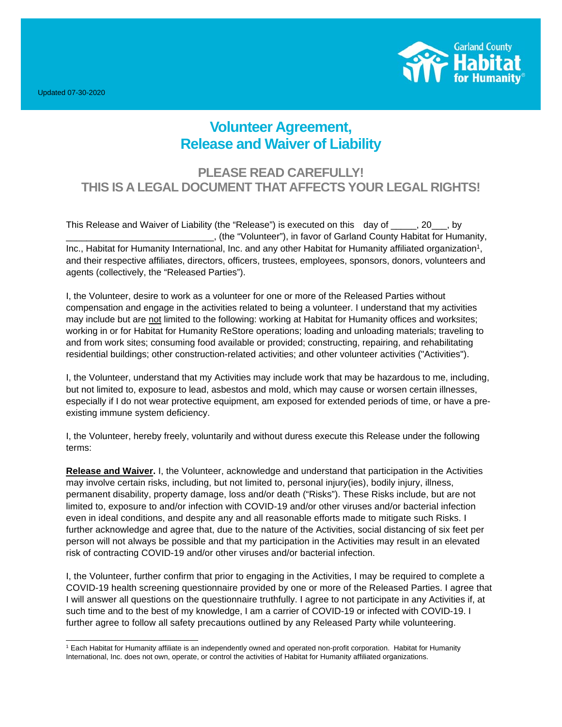Updated 07-30-2020

Garland County Habitat for Humanity®

# Volunteer Agreement, Release and Waiver of Liability

## PLEASE READ CAREFULLY! THIS IS A LEGAL DOCUMENT THAT AFFECTS YOUR LEGAL RIGHTS!

This Release and Waiver of Liability (the "Release") is executed on this day of _____, 20___, by _____________________________, (the "Volunteer"), in favor of Garland County Habitat for Humanity, Inc., Habitat for Humanity International, Inc. and any other Habitat for Humanity affiliated organization[1], and their respective affiliates, directors, officers, trustees, employees, sponsors, donors, volunteers and agents (collectively, the "Released Parties").

I, the Volunteer, desire to work as a volunteer for one or more of the Released Parties without compensation and engage in the activities related to being a volunteer. I understand that my activities may include but are not limited to the following: working at Habitat for Humanity offices and worksites; working in or for Habitat for Humanity ReStore operations; loading and unloading materials; traveling to and from work sites; consuming food available or provided; constructing, repairing, and rehabilitating residential buildings; other construction-related activities; and other volunteer activities ("Activities").

I, the Volunteer, understand that my Activities may include work that may be hazardous to me, including, but not limited to, exposure to lead, asbestos and mold, which may cause or worsen certain illnesses, especially if I do not wear protective equipment, am exposed for extended periods of time, or have a pre-existing immune system deficiency.

I, the Volunteer, hereby freely, voluntarily and without duress execute this Release under the following terms:

**Release and Waiver.** I, the Volunteer, acknowledge and understand that participation in the Activities may involve certain risks, including, but not limited to, personal injury(ies), bodily injury, illness, permanent disability, property damage, loss and/or death ("Risks"). These Risks include, but are not limited to, exposure to and/or infection with COVID-19 and/or other viruses and/or bacterial infection even in ideal conditions, and despite any and all reasonable efforts made to mitigate such Risks. I further acknowledge and agree that, due to the nature of the Activities, social distancing of six feet per person will not always be possible and that my participation in the Activities may result in an elevated risk of contracting COVID-19 and/or other viruses and/or bacterial infection.

I, the Volunteer, further confirm that prior to engaging in the Activities, I may be required to complete a COVID-19 health screening questionnaire provided by one or more of the Released Parties. I agree that I will answer all questions on the questionnaire truthfully. I agree to not participate in any Activities if, at such time and to the best of my knowledge, I am a carrier of COVID-19 or infected with COVID-19. I further agree to follow all safety precautions outlined by any Released Party while volunteering.

---

[1] Each Habitat for Humanity affiliate is an independently owned and operated non-profit corporation. Habitat for Humanity International, Inc. does not own, operate, or control the activities of Habitat for Humanity affiliated organizations.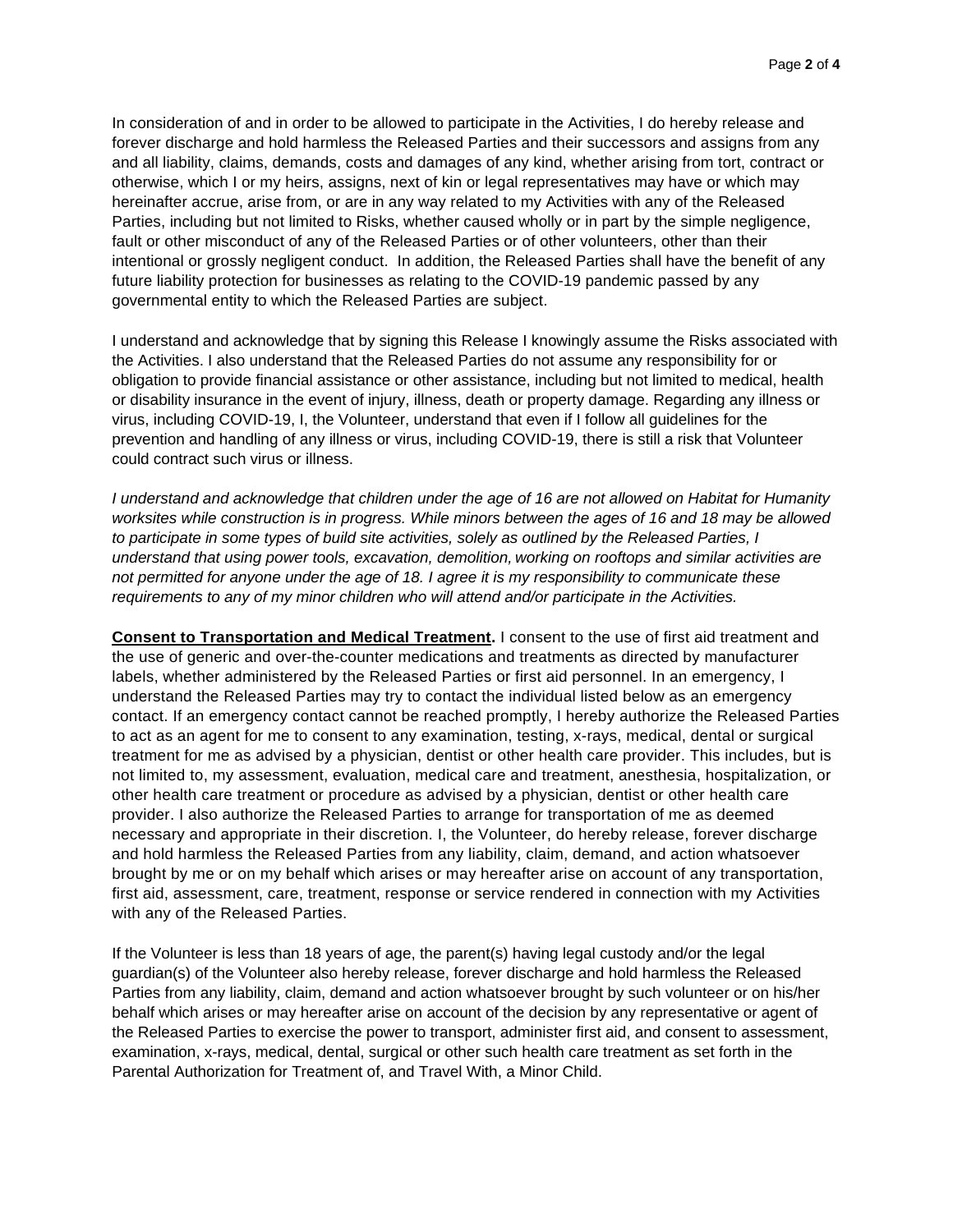In consideration of and in order to be allowed to participate in the Activities, I do hereby release and forever discharge and hold harmless the Released Parties and their successors and assigns from any and all liability, claims, demands, costs and damages of any kind, whether arising from tort, contract or otherwise, which I or my heirs, assigns, next of kin or legal representatives may have or which may hereinafter accrue, arise from, or are in any way related to my Activities with any of the Released Parties, including but not limited to Risks, whether caused wholly or in part by the simple negligence, fault or other misconduct of any of the Released Parties or of other volunteers, other than their intentional or grossly negligent conduct. In addition, the Released Parties shall have the benefit of any future liability protection for businesses as relating to the COVID-19 pandemic passed by any governmental entity to which the Released Parties are subject.

I understand and acknowledge that by signing this Release I knowingly assume the Risks associated with the Activities. I also understand that the Released Parties do not assume any responsibility for or obligation to provide financial assistance or other assistance, including but not limited to medical, health or disability insurance in the event of injury, illness, death or property damage. Regarding any illness or virus, including COVID-19, I, the Volunteer, understand that even if I follow all guidelines for the prevention and handling of any illness or virus, including COVID-19, there is still a risk that Volunteer could contract such virus or illness.

*I understand and acknowledge that children under the age of 16 are not allowed on Habitat for Humanity worksites while construction is in progress. While minors between the ages of 16 and 18 may be allowed to participate in some types of build site activities, solely as outlined by the Released Parties, I understand that using power tools, excavation, demolition, working on rooftops and similar activities are not permitted for anyone under the age of 18. I agree it is my responsibility to communicate these requirements to any of my minor children who will attend and/or participate in the Activities.*

**Consent to Transportation and Medical Treatment.** I consent to the use of first aid treatment and the use of generic and over-the-counter medications and treatments as directed by manufacturer labels, whether administered by the Released Parties or first aid personnel. In an emergency, I understand the Released Parties may try to contact the individual listed below as an emergency contact. If an emergency contact cannot be reached promptly, I hereby authorize the Released Parties to act as an agent for me to consent to any examination, testing, x-rays, medical, dental or surgical treatment for me as advised by a physician, dentist or other health care provider. This includes, but is not limited to, my assessment, evaluation, medical care and treatment, anesthesia, hospitalization, or other health care treatment or procedure as advised by a physician, dentist or other health care provider. I also authorize the Released Parties to arrange for transportation of me as deemed necessary and appropriate in their discretion. I, the Volunteer, do hereby release, forever discharge and hold harmless the Released Parties from any liability, claim, demand, and action whatsoever brought by me or on my behalf which arises or may hereafter arise on account of any transportation, first aid, assessment, care, treatment, response or service rendered in connection with my Activities with any of the Released Parties.

If the Volunteer is less than 18 years of age, the parent(s) having legal custody and/or the legal guardian(s) of the Volunteer also hereby release, forever discharge and hold harmless the Released Parties from any liability, claim, demand and action whatsoever brought by such volunteer or on his/her behalf which arises or may hereafter arise on account of the decision by any representative or agent of the Released Parties to exercise the power to transport, administer first aid, and consent to assessment, examination, x-rays, medical, dental, surgical or other such health care treatment as set forth in the Parental Authorization for Treatment of, and Travel With, a Minor Child.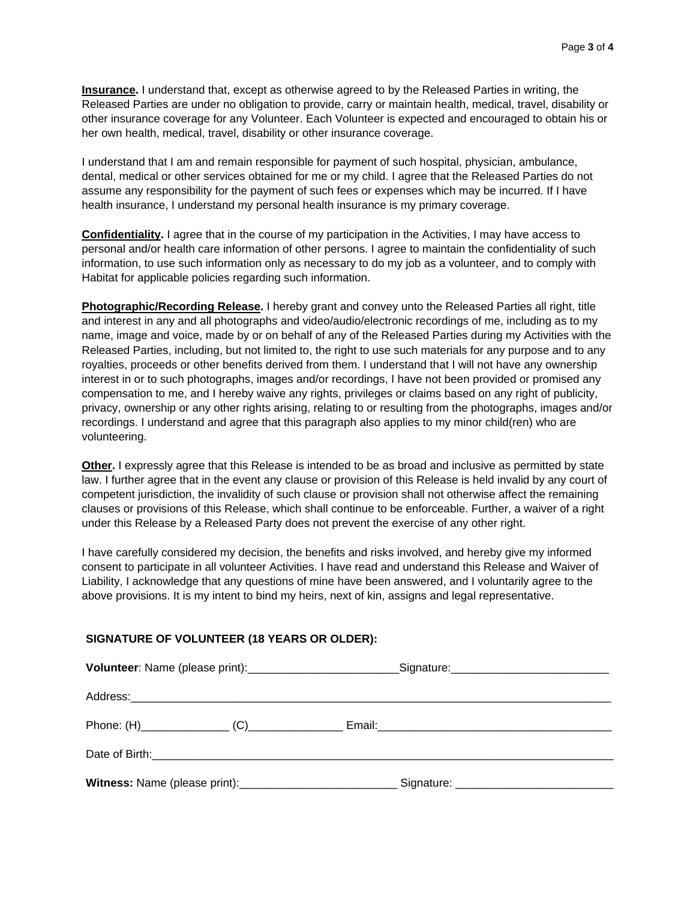**Insurance.** I understand that, except as otherwise agreed to by the Released Parties in writing, the Released Parties are under no obligation to provide, carry or maintain health, medical, travel, disability or other insurance coverage for any Volunteer. Each Volunteer is expected and encouraged to obtain his or her own health, medical, travel, disability or other insurance coverage.

I understand that I am and remain responsible for payment of such hospital, physician, ambulance, dental, medical or other services obtained for me or my child. I agree that the Released Parties do not assume any responsibility for the payment of such fees or expenses which may be incurred. If I have health insurance, I understand my personal health insurance is my primary coverage.

**Confidentiality.** I agree that in the course of my participation in the Activities, I may have access to personal and/or health care information of other persons. I agree to maintain the confidentiality of such information, to use such information only as necessary to do my job as a volunteer, and to comply with Habitat for applicable policies regarding such information.

**Photographic/Recording Release.** I hereby grant and convey unto the Released Parties all right, title and interest in any and all photographs and video/audio/electronic recordings of me, including as to my name, image and voice, made by or on behalf of any of the Released Parties during my Activities with the Released Parties, including, but not limited to, the right to use such materials for any purpose and to any royalties, proceeds or other benefits derived from them. I understand that I will not have any ownership interest in or to such photographs, images and/or recordings, I have not been provided or promised any compensation to me, and I hereby waive any rights, privileges or claims based on any right of publicity, privacy, ownership or any other rights arising, relating to or resulting from the photographs, images and/or recordings. I understand and agree that this paragraph also applies to my minor child(ren) who are volunteering.

**Other.** I expressly agree that this Release is intended to be as broad and inclusive as permitted by state law. I further agree that in the event any clause or provision of this Release is held invalid by any court of competent jurisdiction, the invalidity of such clause or provision shall not otherwise affect the remaining clauses or provisions of this Release, which shall continue to be enforceable. Further, a waiver of a right under this Release by a Released Party does not prevent the exercise of any other right.

I have carefully considered my decision, the benefits and risks involved, and hereby give my informed consent to participate in all volunteer Activities. I have read and understand this Release and Waiver of Liability, I acknowledge that any questions of mine have been answered, and I voluntarily agree to the above provisions. It is my intent to bind my heirs, next of kin, assigns and legal representative.

**SIGNATURE OF VOLUNTEER (18 YEARS OR OLDER):**

**Volunteer**: Name (please print):________________________Signature:_________________________

Address:_______________________________________________________________________________

Phone: (H)______________ (C)_______________ Email:_____________________________________

Date of Birth:___________________________________________________________________________

**Witness:** Name (please print):_________________________ Signature: _________________________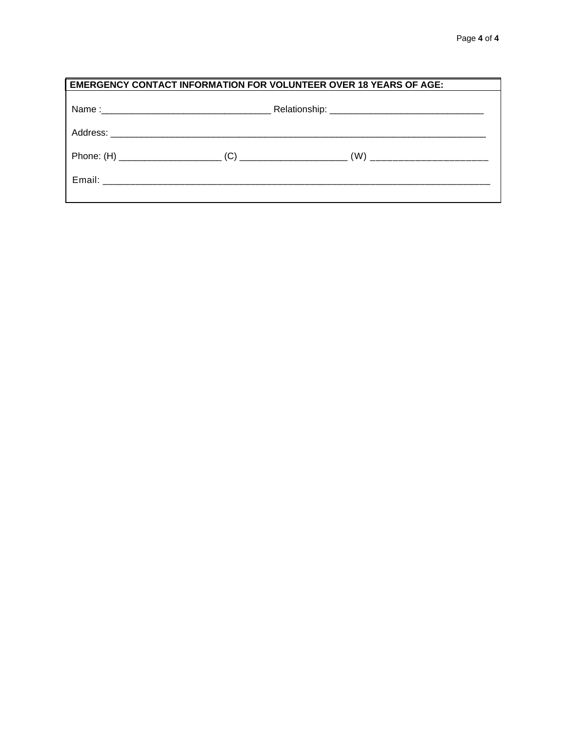**EMERGENCY CONTACT INFORMATION FOR VOLUNTEER OVER 18 YEARS OF AGE:**

Name :________________________________ Relationship: _____________________________

Address: ________________________________________________________________________

Phone: (H) ___________________ (C) ____________________ (W) _____________________

Email: __________________________________________________________________________